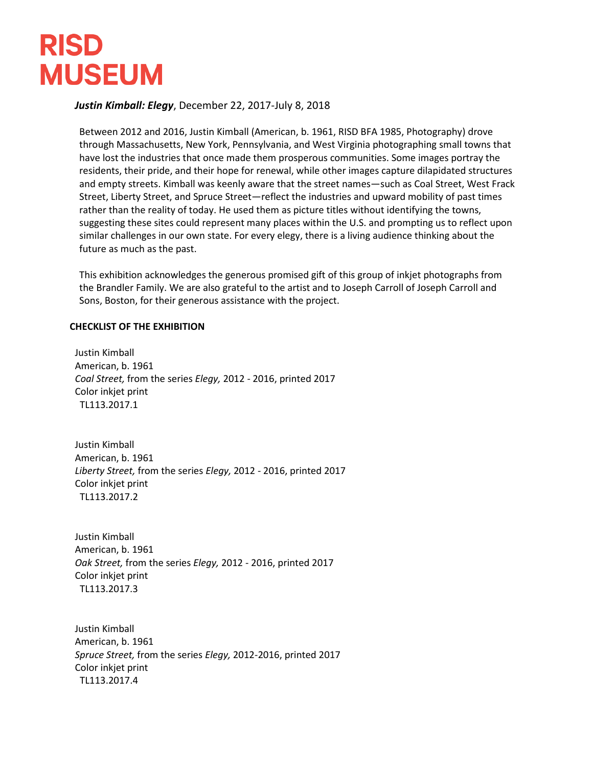# RISD MUSEUM

***Justin Kimball: Elegy***, December 22, 2017-July 8, 2018

Between 2012 and 2016, Justin Kimball (American, b. 1961, RISD BFA 1985, Photography) drove through Massachusetts, New York, Pennsylvania, and West Virginia photographing small towns that have lost the industries that once made them prosperous communities. Some images portray the residents, their pride, and their hope for renewal, while other images capture dilapidated structures and empty streets. Kimball was keenly aware that the street names—such as Coal Street, West Frack Street, Liberty Street, and Spruce Street—reflect the industries and upward mobility of past times rather than the reality of today. He used them as picture titles without identifying the towns, suggesting these sites could represent many places within the U.S. and prompting us to reflect upon similar challenges in our own state. For every elegy, there is a living audience thinking about the future as much as the past.

This exhibition acknowledges the generous promised gift of this group of inkjet photographs from the Brandler Family. We are also grateful to the artist and to Joseph Carroll of Joseph Carroll and Sons, Boston, for their generous assistance with the project.

**CHECKLIST OF THE EXHIBITION**

Justin Kimball
American, b. 1961
*Coal Street,* from the series *Elegy,* 2012 - 2016, printed 2017
Color inkjet print
TL113.2017.1

Justin Kimball
American, b. 1961
*Liberty Street,* from the series *Elegy,* 2012 - 2016, printed 2017
Color inkjet print
TL113.2017.2

Justin Kimball
American, b. 1961
*Oak Street,* from the series *Elegy,* 2012 - 2016, printed 2017
Color inkjet print
TL113.2017.3

Justin Kimball
American, b. 1961
*Spruce Street,* from the series *Elegy,* 2012-2016, printed 2017
Color inkjet print
TL113.2017.4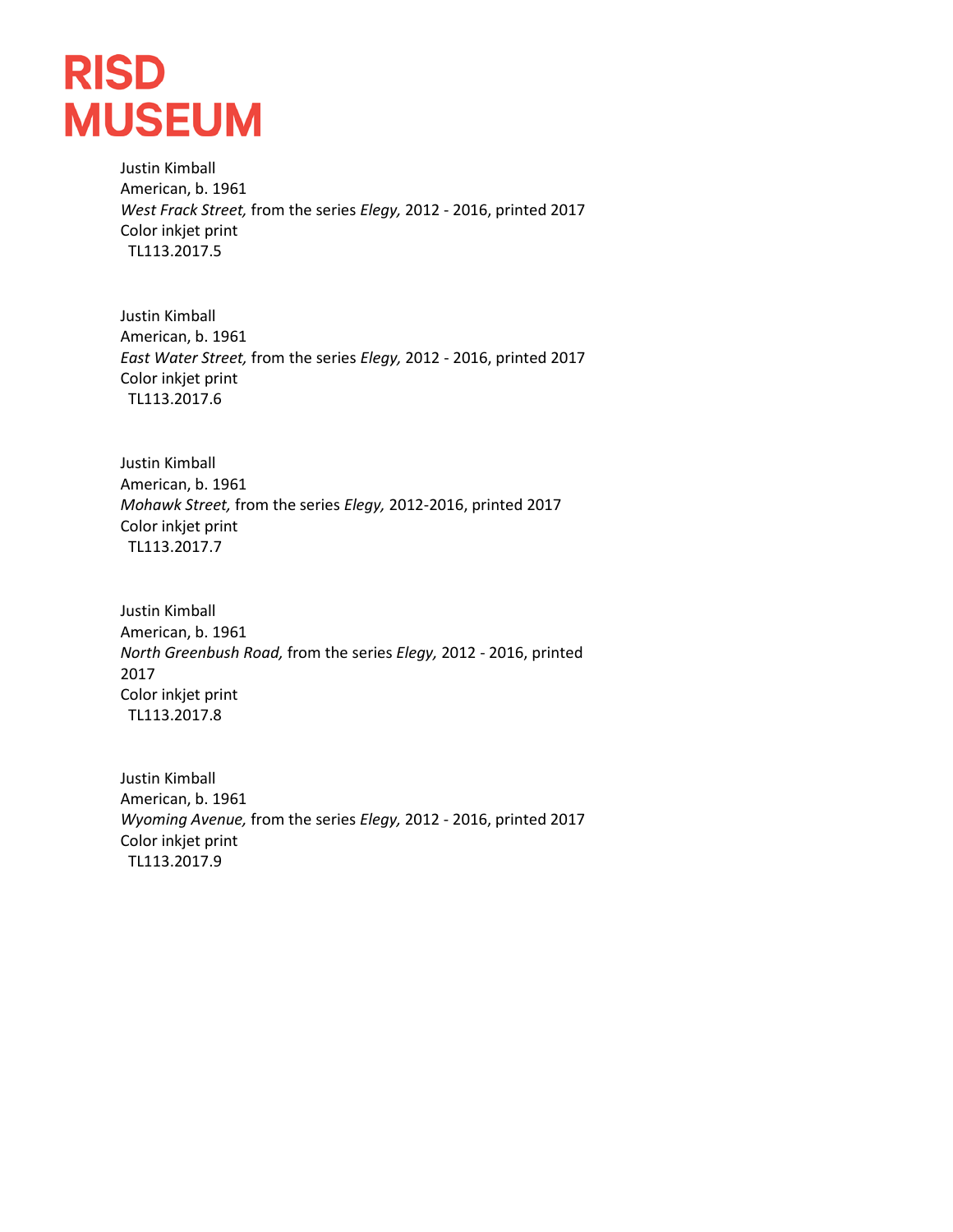# RISD MUSEUM

Justin Kimball
American, b. 1961
*West Frack Street,* from the series *Elegy,* 2012 - 2016, printed 2017
Color inkjet print
TL113.2017.5

Justin Kimball
American, b. 1961
*East Water Street,* from the series *Elegy,* 2012 - 2016, printed 2017
Color inkjet print
TL113.2017.6

Justin Kimball
American, b. 1961
*Mohawk Street,* from the series *Elegy,* 2012-2016, printed 2017
Color inkjet print
TL113.2017.7

Justin Kimball
American, b. 1961
*North Greenbush Road,* from the series *Elegy,* 2012 - 2016, printed 2017
Color inkjet print
TL113.2017.8

Justin Kimball
American, b. 1961
*Wyoming Avenue,* from the series *Elegy,* 2012 - 2016, printed 2017
Color inkjet print
TL113.2017.9